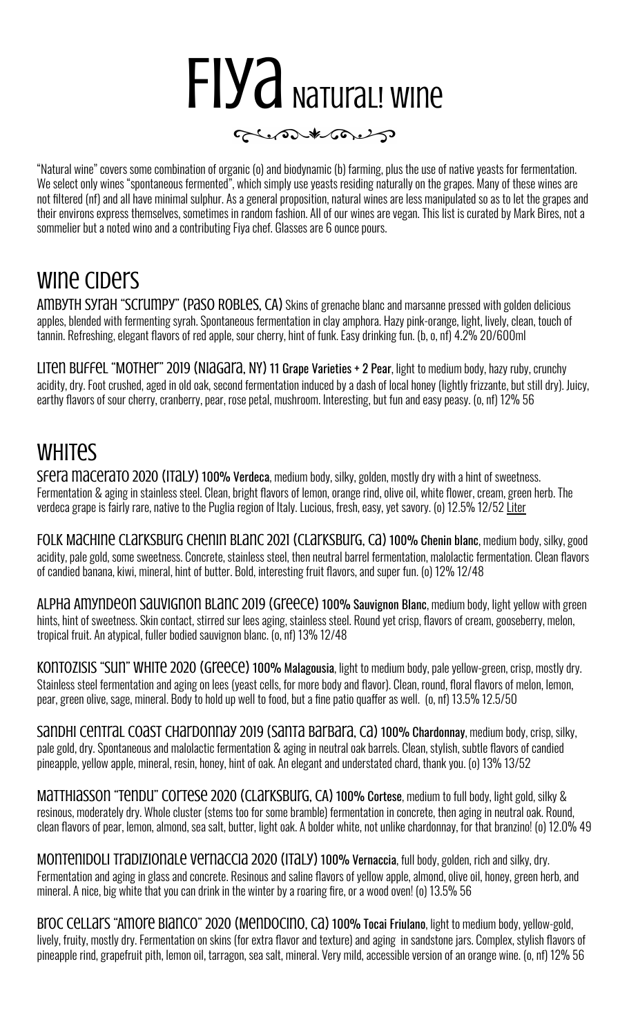# Fiya Natural! Wine

"Natural wine" covers some combination of organic (o) and biodynamic (b) farming, plus the use of native yeasts for fermentation. We select only wines "spontaneous fermented", which simply use yeasts residing naturally on the grapes. Many of these wines are not filtered (nf) and all have minimal sulphur. As a general proposition, natural wines are less manipulated so as to let the grapes and their environs express themselves, sometimes in random fashion. All of our wines are vegan. This list is curated by Mark Bires, not a sommelier but a noted wino and a contributing Fiya chef. Glasses are 6 ounce pours.

## Wine Ciders

**Ambyth Syrah "Scrumpy" (Paso Robles, CA)** Skins of grenache blanc and marsanne pressed with golden delicious apples, blended with fermenting syrah. Spontaneous fermentation in clay amphora. Hazy pink-orange, light, lively, clean, touch of tannin. Refreshing, elegant flavors of red apple, sour cherry, hint of funk. Easy drinking fun. (b, o, nf) 4.2% 20/600ml

**Liten Buffel "Mother" 2019 (Niagara, NY)** 11 Grape Varieties + 2 Pear, light to medium body, hazy ruby, crunchy acidity, dry. Foot crushed, aged in old oak, second fermentation induced by a dash of local honey (lightly frizzante, but still dry). Juicy, earthy flavors of sour cherry, cranberry, pear, rose petal, mushroom. Interesting, but fun and easy peasy. (o, nf) 12% 56

## Whites

**Sfera Macerato 2020 (Italy)** 100% Verdeca, medium body, silky, golden, mostly dry with a hint of sweetness. Fermentation & aging in stainless steel. Clean, bright flavors of lemon, orange rind, olive oil, white flower, cream, green herb. The verdeca grape is fairly rare, native to the Puglia region of Italy. Lucious, fresh, easy, yet savory. (o) 12.5% 12/52 Liter

**Folk Machine Clarksburg Chenin Blanc 2021 (Clarksburg, CA)** 100% Chenin blanc, medium body, silky, good acidity, pale gold, some sweetness. Concrete, stainless steel, then neutral barrel fermentation, malolactic fermentation. Clean flavors of candied banana, kiwi, mineral, hint of butter. Bold, interesting fruit flavors, and super fun. (o) 12% 12/48

**Alpha Amyndeon Sauvignon Blanc 2019 (Greece)** 100% Sauvignon Blanc, medium body, light yellow with green hints, hint of sweetness. Skin contact, stirred sur lees aging, stainless steel. Round yet crisp, flavors of cream, gooseberry, melon, tropical fruit. An atypical, fuller bodied sauvignon blanc. (o, nf) 13% 12/48

**Kontozisis "Sun" White 2020 (Greece)** 100% Malagousia, light to medium body, pale yellow-green, crisp, mostly dry. Stainless steel fermentation and aging on lees (yeast cells, for more body and flavor). Clean, round, floral flavors of melon, lemon, pear, green olive, sage, mineral. Body to hold up well to food, but a fine patio quaffer as well. (o, nf) 13.5% 12.5/50

**Sandhi Central Coast Chardonnay 2019 (Santa Barbara, CA)** 100% Chardonnay, medium body, crisp, silky, pale gold, dry. Spontaneous and malolactic fermentation & aging in neutral oak barrels. Clean, stylish, subtle flavors of candied pineapple, yellow apple, mineral, resin, honey, hint of oak. An elegant and understated chard, thank you. (o) 13% 13/52

**Matthiasson "Tendu" Cortese 2020 (Clarksburg, CA)** 100% Cortese, medium to full body, light gold, silky & resinous, moderately dry. Whole cluster (stems too for some bramble) fermentation in concrete, then aging in neutral oak. Round, clean flavors of pear, lemon, almond, sea salt, butter, light oak. A bolder white, not unlike chardonnay, for that branzino! (o) 12.0% 49

**Montenidoli Tradizionale Vernaccia 2020 (Italy)** 100% Vernaccia, full body, golden, rich and silky, dry. Fermentation and aging in glass and concrete. Resinous and saline flavors of yellow apple, almond, olive oil, honey, green herb, and mineral. A nice, big white that you can drink in the winter by a roaring fire, or a wood oven! (o) 13.5% 56

**Broc Cellars "Amore Bianco" 2020 (Mendocino, CA)** 100% Tocai Friulano, light to medium body, yellow-gold, lively, fruity, mostly dry. Fermentation on skins (for extra flavor and texture) and aging in sandstone jars. Complex, stylish flavors of pineapple rind, grapefruit pith, lemon oil, tarragon, sea salt, mineral. Very mild, accessible version of an orange wine. (o, nf) 12% 56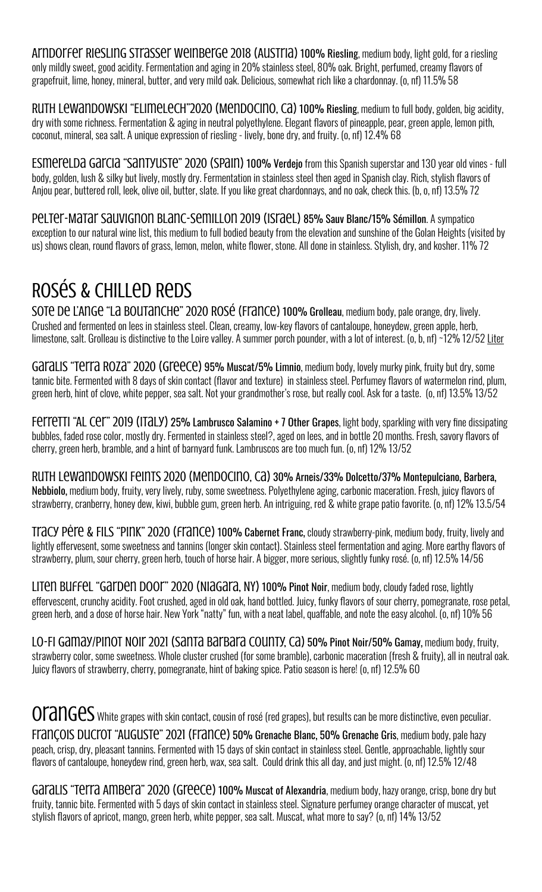**Arndorfer Riesling Strasser Weinberge 2018 (Austria)** 100% Riesling, medium body, light gold, for a riesling only mildly sweet, good acidity. Fermentation and aging in 20% stainless steel, 80% oak. Bright, perfumed, creamy flavors of grapefruit, lime, honey, mineral, butter, and very mild oak. Delicious, somewhat rich like a chardonnay. (o, nf) 11.5% 58

**Ruth Lewandowski "Elimelech"2020 (Mendocino, CA)** 100% Riesling, medium to full body, golden, big acidity, dry with some richness. Fermentation & aging in neutral polyethylene. Elegant flavors of pineapple, pear, green apple, lemon pith, coconut, mineral, sea salt. A unique expression of riesling - lively, bone dry, and fruity. (o, nf) 12.4% 68

**Esmerelda Garcia "Santyuste" 2020 (Spain)** 100% Verdejo from this Spanish superstar and 130 year old vines - full body, golden, lush & silky but lively, mostly dry. Fermentation in stainless steel then aged in Spanish clay. Rich, stylish flavors of Anjou pear, buttered roll, leek, olive oil, butter, slate. If you like great chardonnays, and no oak, check this. (b, o, nf) 13.5% 72

**Pelter-Matar Sauvignon Blanc-Semillon 2019 (Israel)** 85% Sauv Blanc/15% Sémillon. A sympatico exception to our natural wine list, this medium to full bodied beauty from the elevation and sunshine of the Golan Heights (visited by us) shows clean, round flavors of grass, lemon, melon, white flower, stone. All done in stainless. Stylish, dry, and kosher. 11% 72

# Rosés & Chilled Reds

**Sote de L'Ange "La Boutanche" 2020 Rosé (France)** 100% Grolleau, medium body, pale orange, dry, lively. Crushed and fermented on lees in stainless steel. Clean, creamy, low-key flavors of cantaloupe, honeydew, green apple, herb, limestone, salt. Grolleau is distinctive to the Loire valley. A summer porch pounder, with a lot of interest. (o, b, nf) ~12% 12/52 Liter

**Garalis "Terra Roza" 2020 (Greece)** 95% Muscat/5% Limnio, medium body, lovely murky pink, fruity but dry, some tannic bite. Fermented with 8 days of skin contact (flavor and texture) in stainless steel. Perfumey flavors of watermelon rind, plum, green herb, hint of clove, white pepper, sea salt. Not your grandmother's rose, but really cool. Ask for a taste. (o, nf) 13.5% 13/52

**Ferretti "Al Cer" 2019 (Italy)** 25% Lambrusco Salamino + 7 Other Grapes, light body, sparkling with very fine dissipating bubbles, faded rose color, mostly dry. Fermented in stainless steel?, aged on lees, and in bottle 20 months. Fresh, savory flavors of cherry, green herb, bramble, and a hint of barnyard funk. Lambruscos are too much fun. (o, nf) 12% 13/52

**Ruth Lewandowski Feints 2020 (Mendocino, CA)** 30% Arneis/33% Dolcetto/37% Montepulciano, Barbera, Nebbiolo, medium body, fruity, very lively, ruby, some sweetness. Polyethylene aging, carbonic maceration. Fresh, juicy flavors of strawberry, cranberry, honey dew, kiwi, bubble gum, green herb. An intriguing, red & white grape patio favorite. (o, nf) 12% 13.5/54

**Tracy Père & Fils "Pink" 2020 (France)** 100% Cabernet Franc, cloudy strawberry-pink, medium body, fruity, lively and lightly effervesent, some sweetness and tannins (longer skin contact). Stainless steel fermentation and aging. More earthy flavors of strawberry, plum, sour cherry, green herb, touch of horse hair. A bigger, more serious, slightly funky rosé. (o, nf) 12.5% 14/56

**Liten Buffel "Garden Door" 2020 (Niagara, NY)** 100% Pinot Noir, medium body, cloudy faded rose, lightly effervescent, crunchy acidity. Foot crushed, aged in old oak, hand bottled. Juicy, funky flavors of sour cherry, pomegranate, rose petal, green herb, and a dose of horse hair. New York "natty" fun, with a neat label, quaffable, and note the easy alcohol. (o, nf) 10% 56

**Lo-Fi Gamay/Pinot Noir 2021 (Santa Barbara County, CA)** 50% Pinot Noir/50% Gamay, medium body, fruity, strawberry color, some sweetness. Whole cluster crushed (for some bramble), carbonic maceration (fresh & fruity), all in neutral oak. Juicy flavors of strawberry, cherry, pomegranate, hint of baking spice. Patio season is here! (o, nf) 12.5% 60

# Oranges

White grapes with skin contact, cousin of rosé (red grapes), but results can be more distinctive, even peculiar.

**François Ducrot "Auguste" 2021 (France)** 50% Grenache Blanc, 50% Grenache Gris, medium body, pale hazy peach, crisp, dry, pleasant tannins. Fermented with 15 days of skin contact in stainless steel. Gentle, approachable, lightly sour flavors of cantaloupe, honeydew rind, green herb, wax, sea salt. Could drink this all day, and just might. (o, nf) 12.5% 12/48

**Garalis "Terra Ambera" 2020 (Greece)** 100% Muscat of Alexandria, medium body, hazy orange, crisp, bone dry but fruity, tannic bite. Fermented with 5 days of skin contact in stainless steel. Signature perfumey orange character of muscat, yet stylish flavors of apricot, mango, green herb, white pepper, sea salt. Muscat, what more to say? (o, nf) 14% 13/52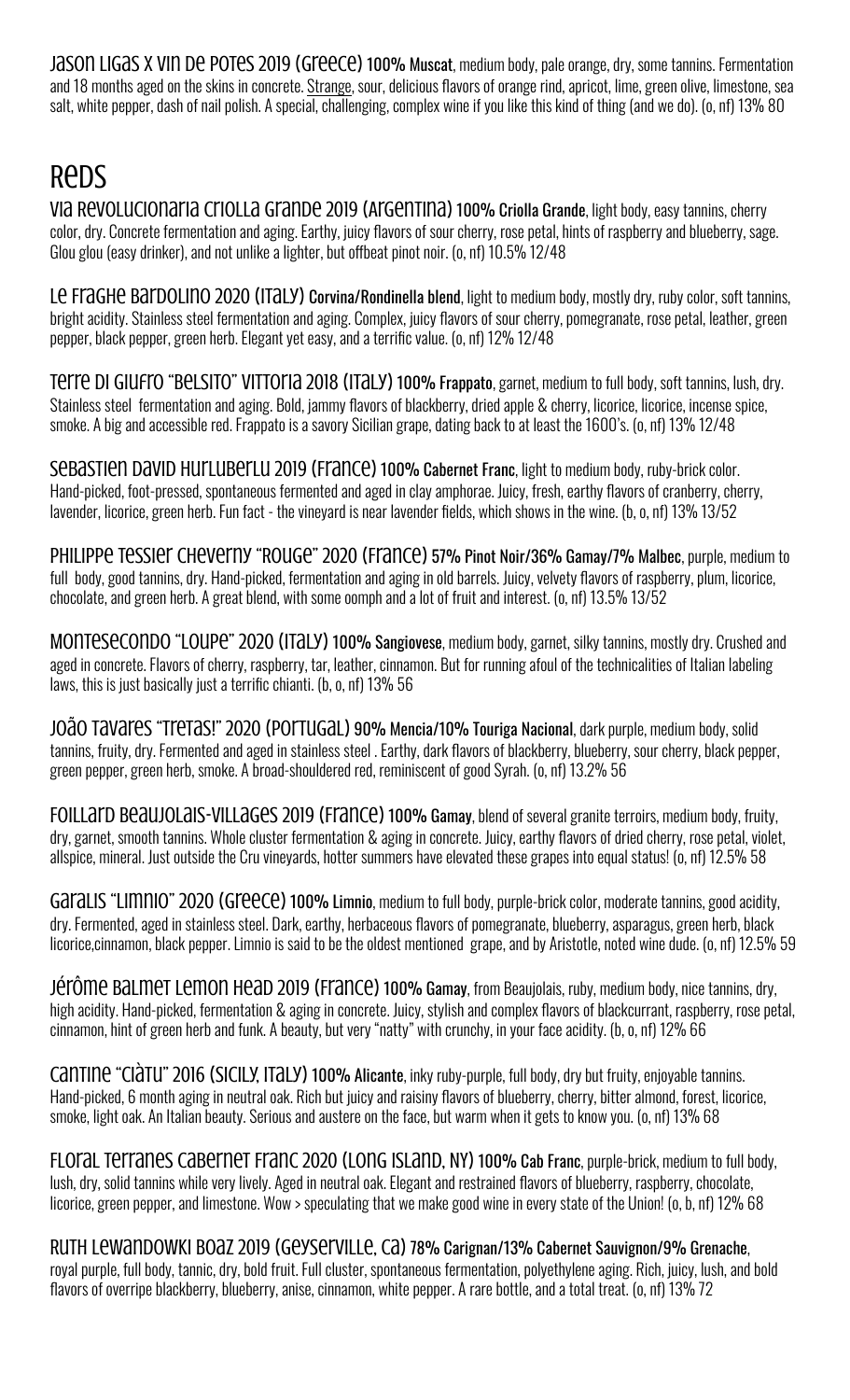Jason Ligas x Vin de Potes 2019 (Greece) **100% Muscat**, medium body, pale orange, dry, some tannins. Fermentation and 18 months aged on the skins in concrete. Strange, sour, delicious flavors of orange rind, apricot, lime, green olive, limestone, sea salt, white pepper, dash of nail polish. A special, challenging, complex wine if you like this kind of thing (and we do). (o, nf) 13% 80

# Reds

Via Revolucionaria Criolla Grande 2019 (Argentina) **100% Criolla Grande**, light body, easy tannins, cherry color, dry. Concrete fermentation and aging. Earthy, juicy flavors of sour cherry, rose petal, hints of raspberry and blueberry, sage. Glou glou (easy drinker), and not unlike a lighter, but offbeat pinot noir. (o, nf) 10.5% 12/48

Le Fraghe Bardolino 2020 (Italy) **Corvina/Rondinella blend**, light to medium body, mostly dry, ruby color, soft tannins, bright acidity. Stainless steel fermentation and aging. Complex, juicy flavors of sour cherry, pomegranate, rose petal, leather, green pepper, black pepper, green herb. Elegant yet easy, and a terrific value. (o, nf) 12% 12/48

Terre di Giufro "Belsito" Vittoria 2018 (Italy) **100% Frappato**, garnet, medium to full body, soft tannins, lush, dry. Stainless steel fermentation and aging. Bold, jammy flavors of blackberry, dried apple & cherry, licorice, licorice, incense spice, smoke. A big and accessible red. Frappato is a savory Sicilian grape, dating back to at least the 1600's. (o, nf) 13% 12/48

Sebastien David Hurluberlu 2019 (France) **100% Cabernet Franc**, light to medium body, ruby-brick color. Hand-picked, foot-pressed, spontaneous fermented and aged in clay amphorae. Juicy, fresh, earthy flavors of cranberry, cherry, lavender, licorice, green herb. Fun fact - the vineyard is near lavender fields, which shows in the wine. (b, o, nf) 13% 13/52

Philippe Tessier Cheverny "Rouge" 2020 (France) **57% Pinot Noir/36% Gamay/7% Malbec**, purple, medium to full body, good tannins, dry. Hand-picked, fermentation and aging in old barrels. Juicy, velvety flavors of raspberry, plum, licorice, chocolate, and green herb. A great blend, with some oomph and a lot of fruit and interest. (o, nf) 13.5% 13/52

Montesecondo "Loupe" 2020 (Italy) **100% Sangiovese**, medium body, garnet, silky tannins, mostly dry. Crushed and aged in concrete. Flavors of cherry, raspberry, tar, leather, cinnamon. But for running afoul of the technicalities of Italian labeling laws, this is just basically just a terrific chianti. (b, o, nf) 13% 56

João Tavares "Tretas!" 2020 (Portugal) **90% Mencia/10% Touriga Nacional**, dark purple, medium body, solid tannins, fruity, dry. Fermented and aged in stainless steel . Earthy, dark flavors of blackberry, blueberry, sour cherry, black pepper, green pepper, green herb, smoke. A broad-shouldered red, reminiscent of good Syrah. (o, nf) 13.2% 56

Foillard Beaujolais-Villages 2019 (France) **100% Gamay**, blend of several granite terroirs, medium body, fruity, dry, garnet, smooth tannins. Whole cluster fermentation & aging in concrete. Juicy, earthy flavors of dried cherry, rose petal, violet, allspice, mineral. Just outside the Cru vineyards, hotter summers have elevated these grapes into equal status! (o, nf) 12.5% 58

Garalis "Limnio" 2020 (Greece) **100% Limnio**, medium to full body, purple-brick color, moderate tannins, good acidity, dry. Fermented, aged in stainless steel. Dark, earthy, herbaceous flavors of pomegranate, blueberry, asparagus, green herb, black licorice,cinnamon, black pepper. Limnio is said to be the oldest mentioned grape, and by Aristotle, noted wine dude. (o, nf) 12.5% 59

Jérôme Balmet Lemon Head 2019 (France) **100% Gamay**, from Beaujolais, ruby, medium body, nice tannins, dry, high acidity. Hand-picked, fermentation & aging in concrete. Juicy, stylish and complex flavors of blackcurrant, raspberry, rose petal, cinnamon, hint of green herb and funk. A beauty, but very "natty" with crunchy, in your face acidity. (b, o, nf) 12% 66

Cantine "Ciàtu" 2016 (Sicily, Italy) **100% Alicante**, inky ruby-purple, full body, dry but fruity, enjoyable tannins. Hand-picked, 6 month aging in neutral oak. Rich but juicy and raisiny flavors of blueberry, cherry, bitter almond, forest, licorice, smoke, light oak. An Italian beauty. Serious and austere on the face, but warm when it gets to know you. (o, nf) 13% 68

Floral Terranes Cabernet Franc 2020 (Long Island, NY) **100% Cab Franc**, purple-brick, medium to full body, lush, dry, solid tannins while very lively. Aged in neutral oak. Elegant and restrained flavors of blueberry, raspberry, chocolate, licorice, green pepper, and limestone. Wow > speculating that we make good wine in every state of the Union! (o, b, nf) 12% 68

Ruth Lewandowki Boaz 2019 (Geyserville, CA) **78% Carignan/13% Cabernet Sauvignon/9% Grenache**, royal purple, full body, tannic, dry, bold fruit. Full cluster, spontaneous fermentation, polyethylene aging. Rich, juicy, lush, and bold flavors of overripe blackberry, blueberry, anise, cinnamon, white pepper. A rare bottle, and a total treat. (o, nf) 13% 72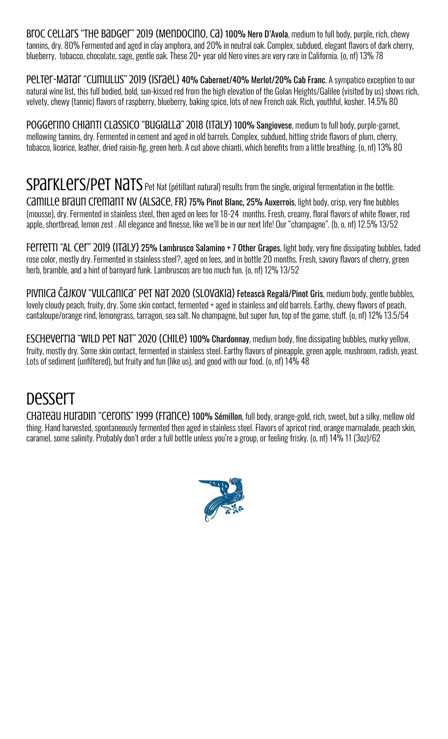**Broc Cellars "The Badger" 2019 (Mendocino, CA)** 100% Nero D'Avola, medium to full body, purple, rich, chewy tannins, dry. 80% Fermented and aged in clay amphora, and 20% in neutral oak. Complex, subdued, elegant flavors of dark cherry, blueberry, tobacco, chocolate, sage, gentle oak. These 20+ year old Nero vines are very rare in California. (o, nf) 13% 78

**Pelter-Matar "Cumulus" 2019 (Israel)** 40% Cabernet/40% Merlot/20% Cab Franc. A sympatico exception to our natural wine list, this full bodied, bold, sun-kissed red from the high elevation of the Golan Heights/Galilee (visited by us) shows rich, velvety, chewy (tannic) flavors of raspberry, blueberry, baking spice, lots of new French oak. Rich, youthful, kosher. 14.5% 80

**Poggerino Chianti Classico "Bugialla" 2018 (Italy)** 100% Sangiovese, medium to full body, purple-garnet, mellowing tannins, dry. Fermented in cement and aged in old barrels. Complex, subdued, hitting stride flavors of plum, cherry, tobacco, licorice, leather, dried raisin-fig, green herb. A cut above chianti, which benefits from a little breathing. (o, nf) 13% 80

## Sparklers/Pet Nats

Pet Nat (pétillant natural) results from the single, original fermentation in the bottle.

**Camille Braun Cremant NV (Alsace, FR)** 75% Pinot Blanc, 25% Auxerrois, light body, crisp, very fine bubbles (mousse), dry. Fermented in stainless steel, then aged on lees for 18-24 months. Fresh, creamy, floral flavors of white flower, red apple, shortbread, lemon zest . All elegance and finesse, like we'll be in our next life! Our "champagne". (b, o, nf) 12.5% 13/52

**Ferretti "Al Cer" 2019 (Italy)** 25% Lambrusco Salamino + 7 Other Grapes, light body, very fine dissipating bubbles, faded rose color, mostly dry. Fermented in stainless steel?, aged on lees, and in bottle 20 months. Fresh, savory flavors of cherry, green herb, bramble, and a hint of barnyard funk. Lambruscos are too much fun. (o, nf) 12% 13/52

**Pivnica Čajkov "Vulcanica" Pet Nat 2020 (Slovakia)** Fetească Regală/Pinot Gris, medium body, gentle bubbles, lovely cloudy peach, fruity, dry. Some skin contact, fermented + aged in stainless and old barrels. Earthy, chewy flavors of peach, cantaloupe/orange rind, lemongrass, tarragon, sea salt. No champagne, but super fun, top of the game, stuff. (o, nf) 12% 13.5/54

**Escheverria "Wild Pet Nat" 2020 (Chile)** 100% Chardonnay, medium body, fine dissipating bubbles, murky yellow, fruity, mostly dry. Some skin contact, fermented in stainless steel. Earthy flavors of pineapple, green apple, mushroom, radish, yeast. Lots of sediment (unfiltered), but fruity and fun (like us), and good with our food. (o, nf) 14% 48

## Dessert

**Chateau Huradin "Cerons" 1999 (France)** 100% Sémillon, full body, orange-gold, rich, sweet, but a silky, mellow old thing. Hand harvested, spontaneously fermented then aged in stainless steel. Flavors of apricot rind, orange marmalade, peach skin, caramel, some salinity. Probably don't order a full bottle unless you're a group, or feeling frisky. (o, nf) 14% 11 (3oz)/62